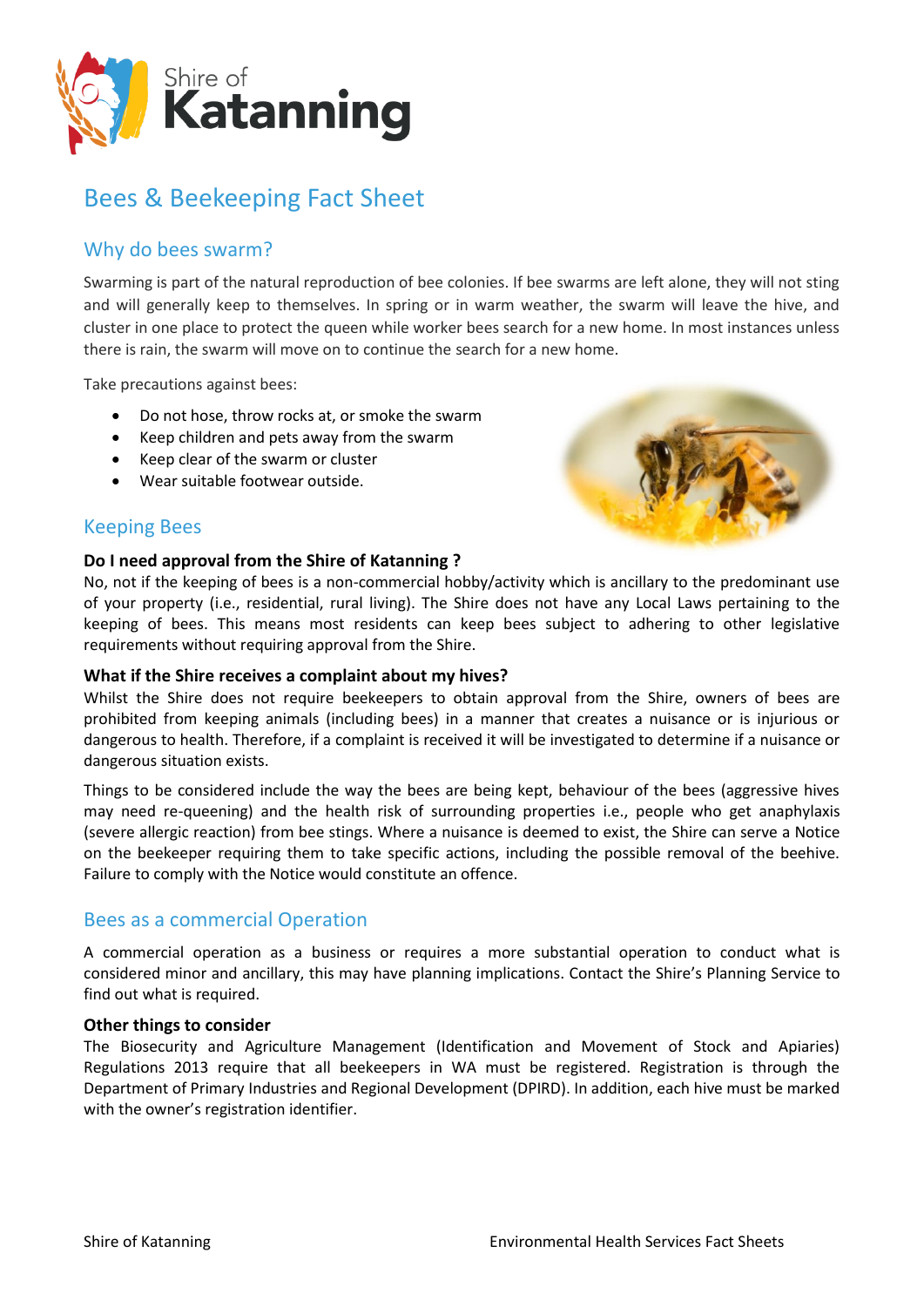Shire of **Katanning**

# Bees & Beekeeping Fact Sheet

## Why do bees swarm?

Swarming is part of the natural reproduction of bee colonies. If bee swarms are left alone, they will not sting and will generally keep to themselves. In spring or in warm weather, the swarm will leave the hive, and cluster in one place to protect the queen while worker bees search for a new home. In most instances unless there is rain, the swarm will move on to continue the search for a new home.

Take precautions against bees:

- Do not hose, throw rocks at, or smoke the swarm
- Keep children and pets away from the swarm
- Keep clear of the swarm or cluster
- Wear suitable footwear outside.

## Keeping Bees

**Do I need approval from the Shire of Katanning ?**

No, not if the keeping of bees is a non-commercial hobby/activity which is ancillary to the predominant use of your property (i.e., residential, rural living). The Shire does not have any Local Laws pertaining to the keeping of bees. This means most residents can keep bees subject to adhering to other legislative requirements without requiring approval from the Shire.

**What if the Shire receives a complaint about my hives?**

Whilst the Shire does not require beekeepers to obtain approval from the Shire, owners of bees are prohibited from keeping animals (including bees) in a manner that creates a nuisance or is injurious or dangerous to health. Therefore, if a complaint is received it will be investigated to determine if a nuisance or dangerous situation exists.

Things to be considered include the way the bees are being kept, behaviour of the bees (aggressive hives may need re-queening) and the health risk of surrounding properties i.e., people who get anaphylaxis (severe allergic reaction) from bee stings. Where a nuisance is deemed to exist, the Shire can serve a Notice on the beekeeper requiring them to take specific actions, including the possible removal of the beehive. Failure to comply with the Notice would constitute an offence.

## Bees as a commercial Operation

A commercial operation as a business or requires a more substantial operation to conduct what is considered minor and ancillary, this may have planning implications. Contact the Shire's Planning Service to find out what is required.

**Other things to consider**

The Biosecurity and Agriculture Management (Identification and Movement of Stock and Apiaries) Regulations 2013 require that all beekeepers in WA must be registered. Registration is through the Department of Primary Industries and Regional Development (DPIRD). In addition, each hive must be marked with the owner's registration identifier.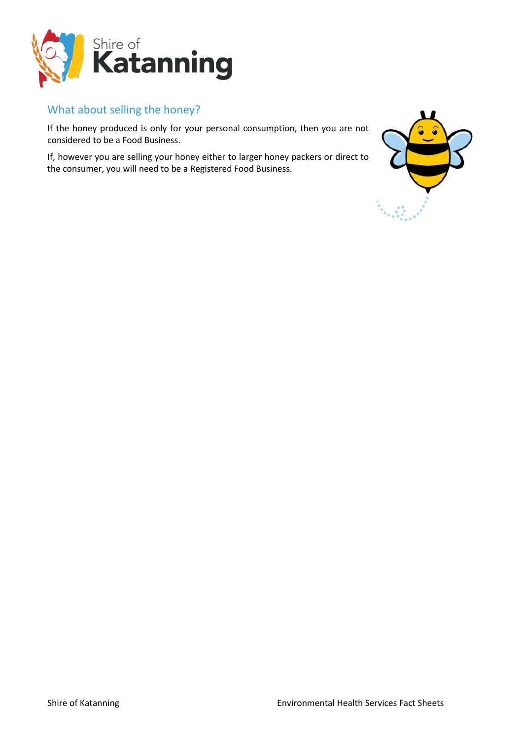## What about selling the honey?

If the honey produced is only for your personal consumption, then you are not considered to be a Food Business.

If, however you are selling your honey either to larger honey packers or direct to the consumer, you will need to be a Registered Food Business.